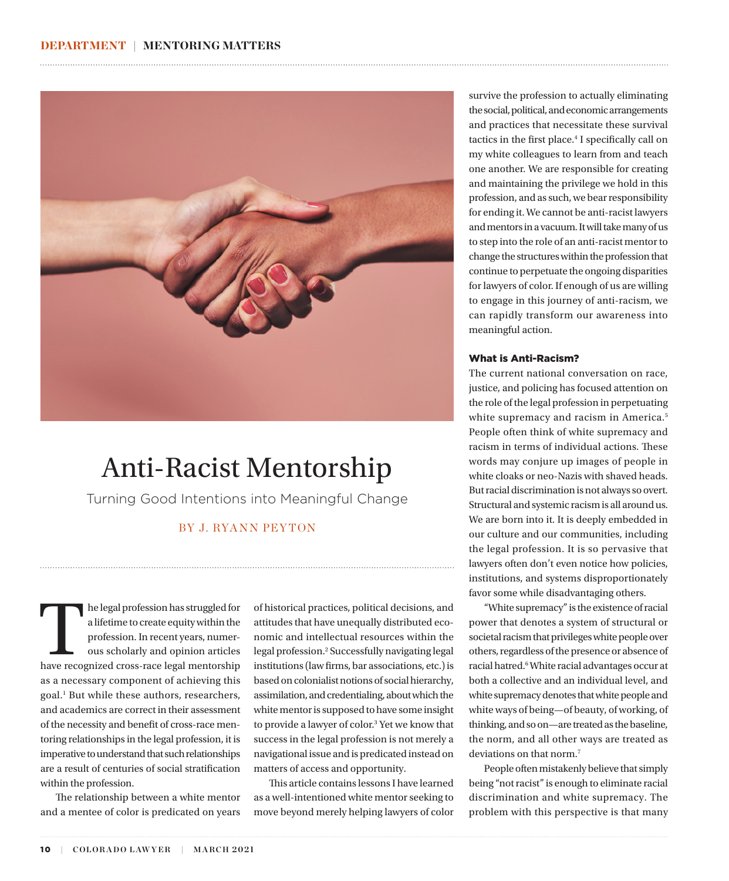# Anti-Racist Mentorship

Turning Good Intentions into Meaningful Change

BY J. RYANN PEYTON

The legal profession has struggled for a lifetime to create equity within the profession. In recent years, numerous scholarly and opinion articles have recognized cross-race legal mentorship as a necessary component of achieving this goal.[1] But while these authors, researchers, and academics are correct in their assessment of the necessity and benefit of cross-race mentoring relationships in the legal profession, it is imperative to understand that such relationships are a result of centuries of social stratification within the profession.

The relationship between a white mentor and a mentee of color is predicated on years of historical practices, political decisions, and attitudes that have unequally distributed economic and intellectual resources within the legal profession.[2] Successfully navigating legal institutions (law firms, bar associations, etc.) is based on colonialist notions of social hierarchy, assimilation, and credentialing, about which the white mentor is supposed to have some insight to provide a lawyer of color.[3] Yet we know that success in the legal profession is not merely a navigational issue and is predicated instead on matters of access and opportunity.

This article contains lessons I have learned as a well-intentioned white mentor seeking to move beyond merely helping lawyers of color survive the profession to actually eliminating the social, political, and economic arrangements and practices that necessitate these survival tactics in the first place.[4] I specifically call on my white colleagues to learn from and teach one another. We are responsible for creating and maintaining the privilege we hold in this profession, and as such, we bear responsibility for ending it. We cannot be anti-racist lawyers and mentors in a vacuum. It will take many of us to step into the role of an anti-racist mentor to change the structures within the profession that continue to perpetuate the ongoing disparities for lawyers of color. If enough of us are willing to engage in this journey of anti-racism, we can rapidly transform our awareness into meaningful action.

## What is Anti-Racism?

The current national conversation on race, justice, and policing has focused attention on the role of the legal profession in perpetuating white supremacy and racism in America.[5] People often think of white supremacy and racism in terms of individual actions. These words may conjure up images of people in white cloaks or neo-Nazis with shaved heads. But racial discrimination is not always so overt. Structural and systemic racism is all around us. We are born into it. It is deeply embedded in our culture and our communities, including the legal profession. It is so pervasive that lawyers often don't even notice how policies, institutions, and systems disproportionately favor some while disadvantaging others.

"White supremacy" is the existence of racial power that denotes a system of structural or societal racism that privileges white people over others, regardless of the presence or absence of racial hatred.[6] White racial advantages occur at both a collective and an individual level, and white supremacy denotes that white people and white ways of being—of beauty, of working, of thinking, and so on—are treated as the baseline, the norm, and all other ways are treated as deviations on that norm.[7]

People often mistakenly believe that simply being "not racist" is enough to eliminate racial discrimination and white supremacy. The problem with this perspective is that many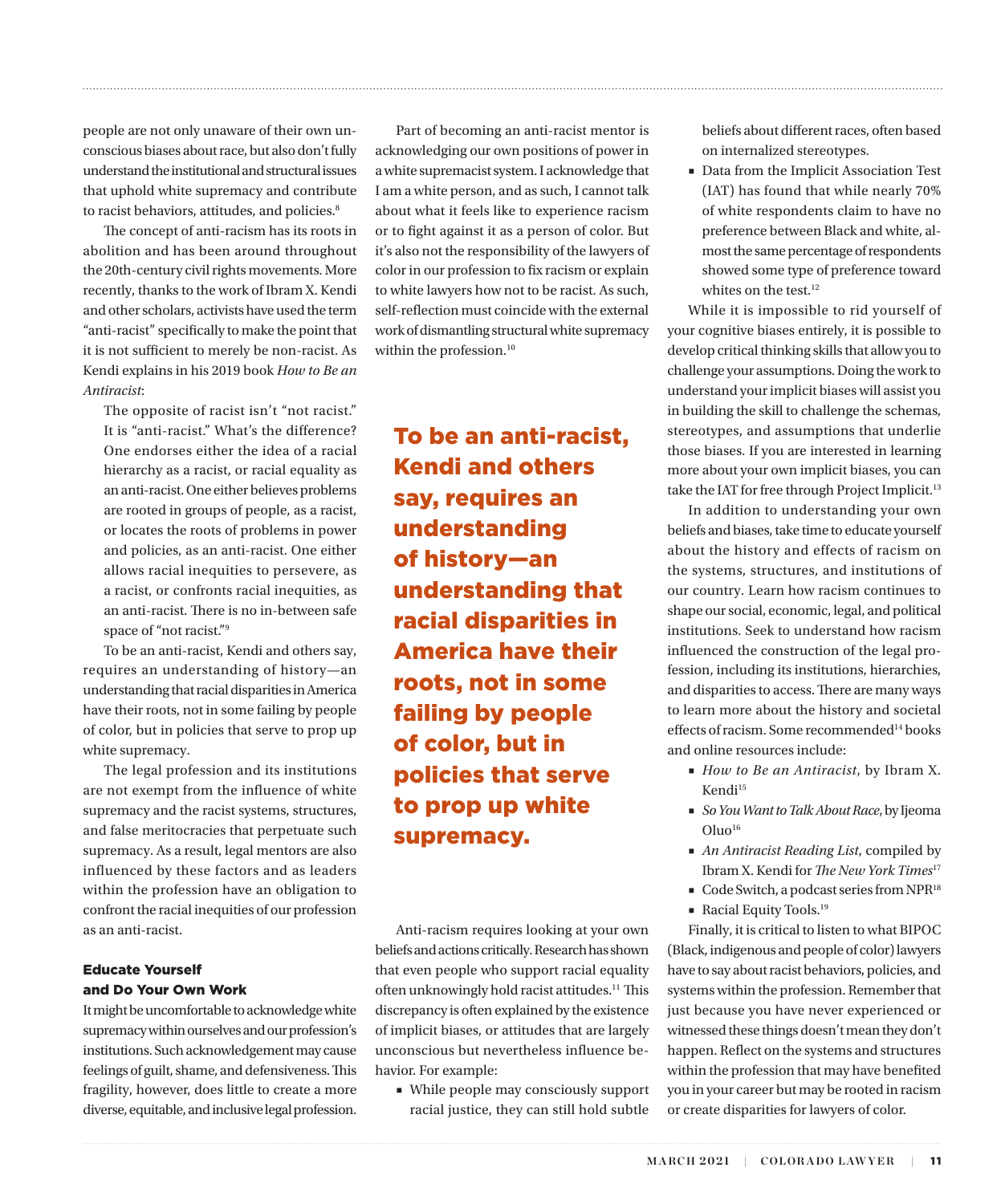people are not only unaware of their own unconscious biases about race, but also don't fully understand the institutional and structural issues that uphold white supremacy and contribute to racist behaviors, attitudes, and policies.[8]

The concept of anti-racism has its roots in abolition and has been around throughout the 20th-century civil rights movements. More recently, thanks to the work of Ibram X. Kendi and other scholars, activists have used the term "anti-racist" specifically to make the point that it is not sufficient to merely be non-racist. As Kendi explains in his 2019 book *How to Be an Antiracist*:

> The opposite of racist isn't "not racist." It is "anti-racist." What's the difference? One endorses either the idea of a racial hierarchy as a racist, or racial equality as an anti-racist. One either believes problems are rooted in groups of people, as a racist, or locates the roots of problems in power and policies, as an anti-racist. One either allows racial inequities to persevere, as a racist, or confronts racial inequities, as an anti-racist. There is no in-between safe space of "not racist."[9]

To be an anti-racist, Kendi and others say, requires an understanding of history—an understanding that racial disparities in America have their roots, not in some failing by people of color, but in policies that serve to prop up white supremacy.

The legal profession and its institutions are not exempt from the influence of white supremacy and the racist systems, structures, and false meritocracies that perpetuate such supremacy. As a result, legal mentors are also influenced by these factors and as leaders within the profession have an obligation to confront the racial inequities of our profession as an anti-racist.

### Educate Yourself and Do Your Own Work

It might be uncomfortable to acknowledge white supremacy within ourselves and our profession's institutions. Such acknowledgement may cause feelings of guilt, shame, and defensiveness. This fragility, however, does little to create a more diverse, equitable, and inclusive legal profession.

Part of becoming an anti-racist mentor is acknowledging our own positions of power in a white supremacist system. I acknowledge that I am a white person, and as such, I cannot talk about what it feels like to experience racism or to fight against it as a person of color. But it's also not the responsibility of the lawyers of color in our profession to fix racism or explain to white lawyers how not to be racist. As such, self-reflection must coincide with the external work of dismantling structural white supremacy within the profession.[10]

**To be an anti-racist, Kendi and others say, requires an understanding of history—an understanding that racial disparities in America have their roots, not in some failing by people of color, but in policies that serve to prop up white supremacy.**

Anti-racism requires looking at your own beliefs and actions critically. Research has shown that even people who support racial equality often unknowingly hold racist attitudes.[11] This discrepancy is often explained by the existence of implicit biases, or attitudes that are largely unconscious but nevertheless influence behavior. For example:

- While people may consciously support racial justice, they can still hold subtle beliefs about different races, often based on internalized stereotypes.
- Data from the Implicit Association Test (IAT) has found that while nearly 70% of white respondents claim to have no preference between Black and white, almost the same percentage of respondents showed some type of preference toward whites on the test.[12]

While it is impossible to rid yourself of your cognitive biases entirely, it is possible to develop critical thinking skills that allow you to challenge your assumptions. Doing the work to understand your implicit biases will assist you in building the skill to challenge the schemas, stereotypes, and assumptions that underlie those biases. If you are interested in learning more about your own implicit biases, you can take the IAT for free through Project Implicit.[13]

In addition to understanding your own beliefs and biases, take time to educate yourself about the history and effects of racism on the systems, structures, and institutions of our country. Learn how racism continues to shape our social, economic, legal, and political institutions. Seek to understand how racism influenced the construction of the legal profession, including its institutions, hierarchies, and disparities to access. There are many ways to learn more about the history and societal effects of racism. Some recommended[14] books and online resources include:

- *How to Be an Antiracist*, by Ibram X. Kendi[15]
- *So You Want to Talk About Race*, by Ijeoma Oluo[16]
- *An Antiracist Reading List*, compiled by Ibram X. Kendi for *The New York Times*[17]
- Code Switch, a podcast series from NPR[18]
- Racial Equity Tools.[19]

Finally, it is critical to listen to what BIPOC (Black, indigenous and people of color) lawyers have to say about racist behaviors, policies, and systems within the profession. Remember that just because you have never experienced or witnessed these things doesn't mean they don't happen. Reflect on the systems and structures within the profession that may have benefited you in your career but may be rooted in racism or create disparities for lawyers of color.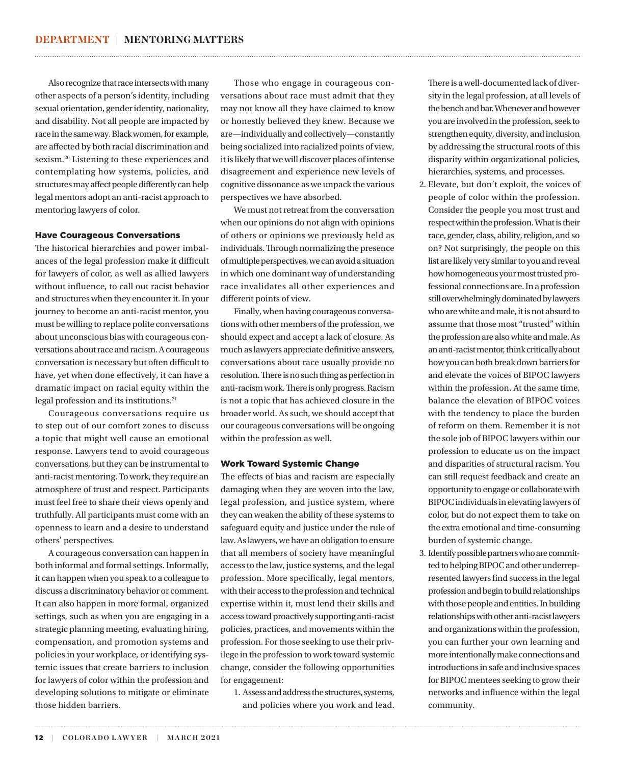Also recognize that race intersects with many other aspects of a person's identity, including sexual orientation, gender identity, nationality, and disability. Not all people are impacted by race in the same way. Black women, for example, are affected by both racial discrimination and sexism.[20] Listening to these experiences and contemplating how systems, policies, and structures may affect people differently can help legal mentors adopt an anti-racist approach to mentoring lawyers of color.

### Have Courageous Conversations

The historical hierarchies and power imbalances of the legal profession make it difficult for lawyers of color, as well as allied lawyers without influence, to call out racist behavior and structures when they encounter it. In your journey to become an anti-racist mentor, you must be willing to replace polite conversations about unconscious bias with courageous conversations about race and racism. A courageous conversation is necessary but often difficult to have, yet when done effectively, it can have a dramatic impact on racial equity within the legal profession and its institutions.[21]

Courageous conversations require us to step out of our comfort zones to discuss a topic that might well cause an emotional response. Lawyers tend to avoid courageous conversations, but they can be instrumental to anti-racist mentoring. To work, they require an atmosphere of trust and respect. Participants must feel free to share their views openly and truthfully. All participants must come with an openness to learn and a desire to understand others' perspectives.

A courageous conversation can happen in both informal and formal settings. Informally, it can happen when you speak to a colleague to discuss a discriminatory behavior or comment. It can also happen in more formal, organized settings, such as when you are engaging in a strategic planning meeting, evaluating hiring, compensation, and promotion systems and policies in your workplace, or identifying systemic issues that create barriers to inclusion for lawyers of color within the profession and developing solutions to mitigate or eliminate those hidden barriers.

Those who engage in courageous conversations about race must admit that they may not know all they have claimed to know or honestly believed they knew. Because we are—individually and collectively—constantly being socialized into racialized points of view, it is likely that we will discover places of intense disagreement and experience new levels of cognitive dissonance as we unpack the various perspectives we have absorbed.

We must not retreat from the conversation when our opinions do not align with opinions of others or opinions we previously held as individuals. Through normalizing the presence of multiple perspectives, we can avoid a situation in which one dominant way of understanding race invalidates all other experiences and different points of view.

Finally, when having courageous conversations with other members of the profession, we should expect and accept a lack of closure. As much as lawyers appreciate definitive answers, conversations about race usually provide no resolution. There is no such thing as perfection in anti-racism work. There is only progress. Racism is not a topic that has achieved closure in the broader world. As such, we should accept that our courageous conversations will be ongoing within the profession as well.

### Work Toward Systemic Change

The effects of bias and racism are especially damaging when they are woven into the law, legal profession, and justice system, where they can weaken the ability of these systems to safeguard equity and justice under the rule of law. As lawyers, we have an obligation to ensure that all members of society have meaningful access to the law, justice systems, and the legal profession. More specifically, legal mentors, with their access to the profession and technical expertise within it, must lend their skills and access toward proactively supporting anti-racist policies, practices, and movements within the profession. For those seeking to use their privilege in the profession to work toward systemic change, consider the following opportunities for engagement:

1. Assess and address the structures, systems, and policies where you work and lead. There is a well-documented lack of diversity in the legal profession, at all levels of the bench and bar. Whenever and however you are involved in the profession, seek to strengthen equity, diversity, and inclusion by addressing the structural roots of this disparity within organizational policies, hierarchies, systems, and processes.
2. Elevate, but don't exploit, the voices of people of color within the profession. Consider the people you most trust and respect within the profession. What is their race, gender, class, ability, religion, and so on? Not surprisingly, the people on this list are likely very similar to you and reveal how homogeneous your most trusted professional connections are. In a profession still overwhelmingly dominated by lawyers who are white and male, it is not absurd to assume that those most "trusted" within the profession are also white and male. As an anti-racist mentor, think critically about how you can both break down barriers for and elevate the voices of BIPOC lawyers within the profession. At the same time, balance the elevation of BIPOC voices with the tendency to place the burden of reform on them. Remember it is not the sole job of BIPOC lawyers within our profession to educate us on the impact and disparities of structural racism. You can still request feedback and create an opportunity to engage or collaborate with BIPOC individuals in elevating lawyers of color, but do not expect them to take on the extra emotional and time-consuming burden of systemic change.
3. Identify possible partners who are committed to helping BIPOC and other underrepresented lawyers find success in the legal profession and begin to build relationships with those people and entities. In building relationships with other anti-racist lawyers and organizations within the profession, you can further your own learning and more intentionally make connections and introductions in safe and inclusive spaces for BIPOC mentees seeking to grow their networks and influence within the legal community.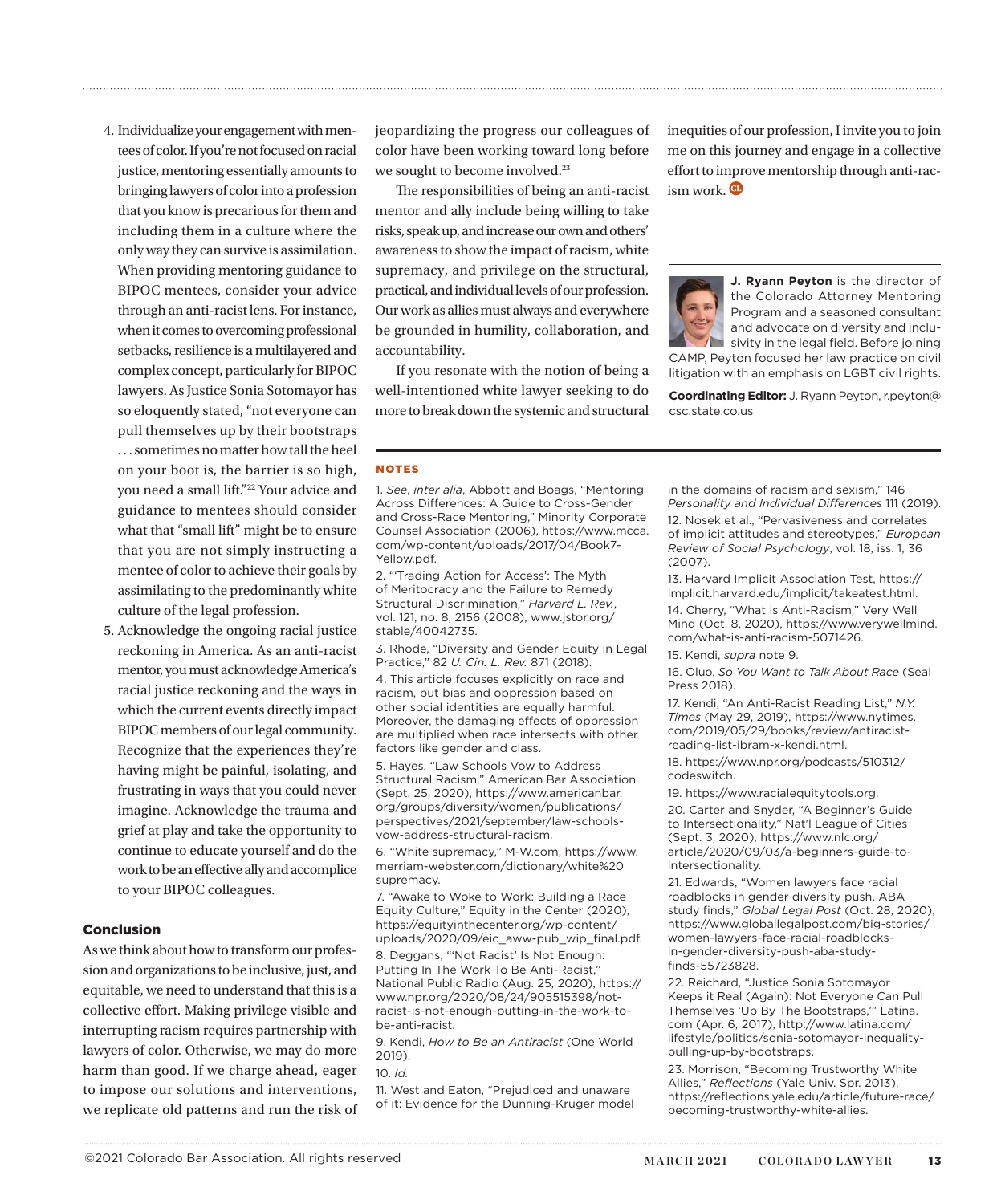4. Individualize your engagement with mentees of color. If you're not focused on racial justice, mentoring essentially amounts to bringing lawyers of color into a profession that you know is precarious for them and including them in a culture where the only way they can survive is assimilation. When providing mentoring guidance to BIPOC mentees, consider your advice through an anti-racist lens. For instance, when it comes to overcoming professional setbacks, resilience is a multilayered and complex concept, particularly for BIPOC lawyers. As Justice Sonia Sotomayor has so eloquently stated, "not everyone can pull themselves up by their bootstraps . . . sometimes no matter how tall the heel on your boot is, the barrier is so high, you need a small lift."[22] Your advice and guidance to mentees should consider what that "small lift" might be to ensure that you are not simply instructing a mentee of color to achieve their goals by assimilating to the predominantly white culture of the legal profession.
5. Acknowledge the ongoing racial justice reckoning in America. As an anti-racist mentor, you must acknowledge America's racial justice reckoning and the ways in which the current events directly impact BIPOC members of our legal community. Recognize that the experiences they're having might be painful, isolating, and frustrating in ways that you could never imagine. Acknowledge the trauma and grief at play and take the opportunity to continue to educate yourself and do the work to be an effective ally and accomplice to your BIPOC colleagues.

## Conclusion

As we think about how to transform our profession and organizations to be inclusive, just, and equitable, we need to understand that this is a collective effort. Making privilege visible and interrupting racism requires partnership with lawyers of color. Otherwise, we may do more harm than good. If we charge ahead, eager to impose our solutions and interventions, we replicate old patterns and run the risk of jeopardizing the progress our colleagues of color have been working toward long before we sought to become involved.[23]

The responsibilities of being an anti-racist mentor and ally include being willing to take risks, speak up, and increase our own and others' awareness to show the impact of racism, white supremacy, and privilege on the structural, practical, and individual levels of our profession. Our work as allies must always and everywhere be grounded in humility, collaboration, and accountability.

If you resonate with the notion of being a well-intentioned white lawyer seeking to do more to break down the systemic and structural inequities of our profession, I invite you to join me on this journey and engage in a collective effort to improve mentorship through anti-racism work.

---

**J. Ryann Peyton** is the director of the Colorado Attorney Mentoring Program and a seasoned consultant and advocate on diversity and inclusivity in the legal field. Before joining CAMP, Peyton focused her law practice on civil litigation with an emphasis on LGBT civil rights.

**Coordinating Editor:** J. Ryann Peyton, r.peyton@csc.state.co.us

---

## NOTES

1. *See*, *inter alia*, Abbott and Boags, "Mentoring Across Differences: A Guide to Cross-Gender and Cross-Race Mentoring," Minority Corporate Counsel Association (2006), https://www.mcca.com/wp-content/uploads/2017/04/Book7-Yellow.pdf.
2. "'Trading Action for Access': The Myth of Meritocracy and the Failure to Remedy Structural Discrimination," *Harvard L. Rev.*, vol. 121, no. 8, 2156 (2008), www.jstor.org/stable/40042735.
3. Rhode, "Diversity and Gender Equity in Legal Practice," 82 *U. Cin. L. Rev.* 871 (2018).
4. This article focuses explicitly on race and racism, but bias and oppression based on other social identities are equally harmful. Moreover, the damaging effects of oppression are multiplied when race intersects with other factors like gender and class.
5. Hayes, "Law Schools Vow to Address Structural Racism," American Bar Association (Sept. 25, 2020), https://www.americanbar.org/groups/diversity/women/publications/perspectives/2021/september/law-schools-vow-address-structural-racism.
6. "White supremacy," M-W.com, https://www.merriam-webster.com/dictionary/white%20supremacy.
7. "Awake to Woke to Work: Building a Race Equity Culture," Equity in the Center (2020), https://equityinthecenter.org/wp-content/uploads/2020/09/eic_aww-pub_wip_final.pdf.
8. Deggans, "'Not Racist' Is Not Enough: Putting In The Work To Be Anti-Racist," National Public Radio (Aug. 25, 2020), https://www.npr.org/2020/08/24/905515398/not-racist-is-not-enough-putting-in-the-work-to-be-anti-racist.
9. Kendi, *How to Be an Antiracist* (One World 2019).
10. *Id.*
11. West and Eaton, "Prejudiced and unaware of it: Evidence for the Dunning-Kruger model in the domains of racism and sexism," 146 *Personality and Individual Differences* 111 (2019).
12. Nosek et al., "Pervasiveness and correlates of implicit attitudes and stereotypes," *European Review of Social Psychology*, vol. 18, iss. 1, 36 (2007).
13. Harvard Implicit Association Test, https://implicit.harvard.edu/implicit/takeatest.html.
14. Cherry, "What is Anti-Racism," Very Well Mind (Oct. 8, 2020), https://www.verywellmind.com/what-is-anti-racism-5071426.
15. Kendi, *supra* note 9.
16. Oluo, *So You Want to Talk About Race* (Seal Press 2018).
17. Kendi, "An Anti-Racist Reading List," *N.Y. Times* (May 29, 2019), https://www.nytimes.com/2019/05/29/books/review/antiracist-reading-list-ibram-x-kendi.html.
18. https://www.npr.org/podcasts/510312/codeswitch.
19. https://www.racialequitytools.org.
20. Carter and Snyder, "A Beginner's Guide to Intersectionality," Nat'l League of Cities (Sept. 3, 2020), https://www.nlc.org/article/2020/09/03/a-beginners-guide-to-intersectionality.
21. Edwards, "Women lawyers face racial roadblocks in gender diversity push, ABA study finds," *Global Legal Post* (Oct. 28, 2020), https://www.globallegalpost.com/big-stories/women-lawyers-face-racial-roadblocks-in-gender-diversity-push-aba-study-finds-55723828.
22. Reichard, "Justice Sonia Sotomayor Keeps it Real (Again): Not Everyone Can Pull Themselves 'Up By The Bootstraps,'" Latina.com (Apr. 6, 2017), http://www.latina.com/lifestyle/politics/sonia-sotomayor-inequality-pulling-up-by-bootstraps.
23. Morrison, "Becoming Trustworthy White Allies," *Reflections* (Yale Univ. Spr. 2013), https://reflections.yale.edu/article/future-race/becoming-trustworthy-white-allies.

©2021 Colorado Bar Association. All rights reserved